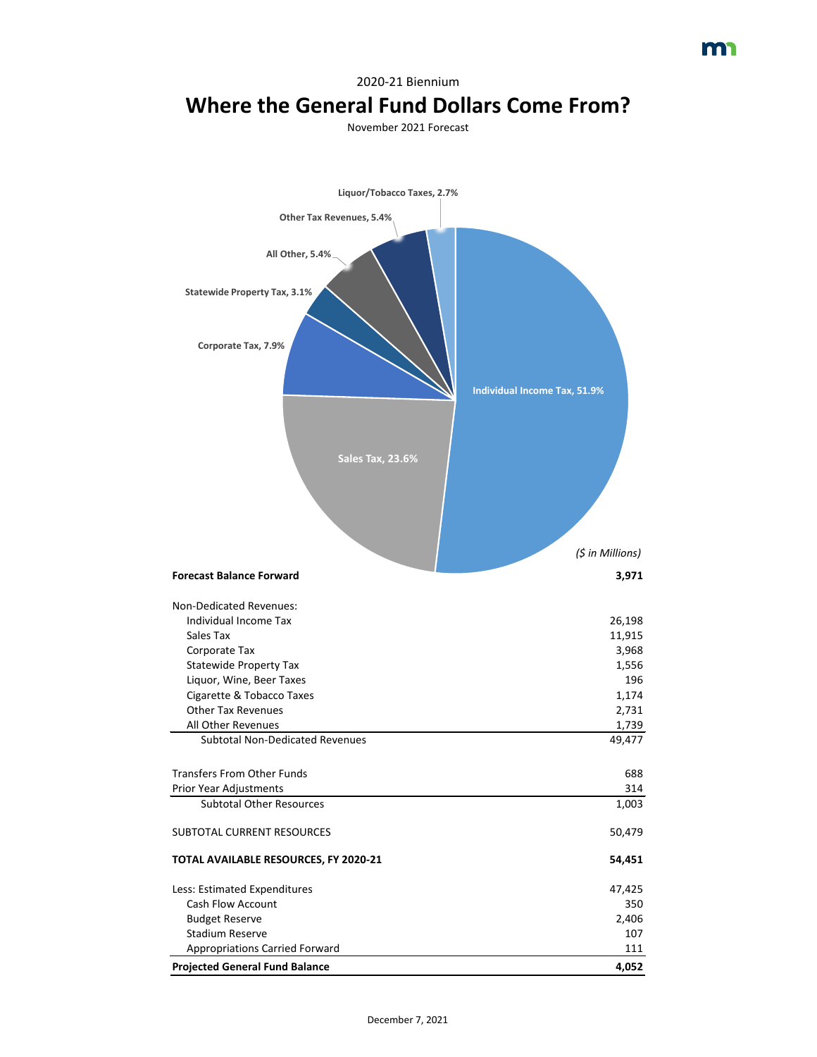2020-21 Biennium

# Where the General Fund Dollars Come From?

November 2021 Forecast

Liquor/Tobacco Taxes, 2.7%

Other Tax Revenues, 5.4%

All Other, 5.4%

Statewide Property Tax, 3.1%

Corporate Tax, 7.9%

Individual Income Tax, 51.9%

Sales Tax, 23.6%

| | *($ in Millions)* |
|---|---|
| **Forecast Balance Forward** | **3,971** |
| | |
| Non-Dedicated Revenues: | |
| Individual Income Tax | 26,198 |
| Sales Tax | 11,915 |
| Corporate Tax | 3,968 |
| Statewide Property Tax | 1,556 |
| Liquor, Wine, Beer Taxes | 196 |
| Cigarette & Tobacco Taxes | 1,174 |
| Other Tax Revenues | 2,731 |
| All Other Revenues | 1,739 |
| Subtotal Non-Dedicated Revenues | 49,477 |
| | |
| Transfers From Other Funds | 688 |
| Prior Year Adjustments | 314 |
| Subtotal Other Resources | 1,003 |
| | |
| SUBTOTAL CURRENT RESOURCES | 50,479 |
| | |
| **TOTAL AVAILABLE RESOURCES, FY 2020-21** | **54,451** |
| | |
| Less: Estimated Expenditures | 47,425 |
| Cash Flow Account | 350 |
| Budget Reserve | 2,406 |
| Stadium Reserve | 107 |
| Appropriations Carried Forward | 111 |
| **Projected General Fund Balance** | **4,052** |

December 7, 2021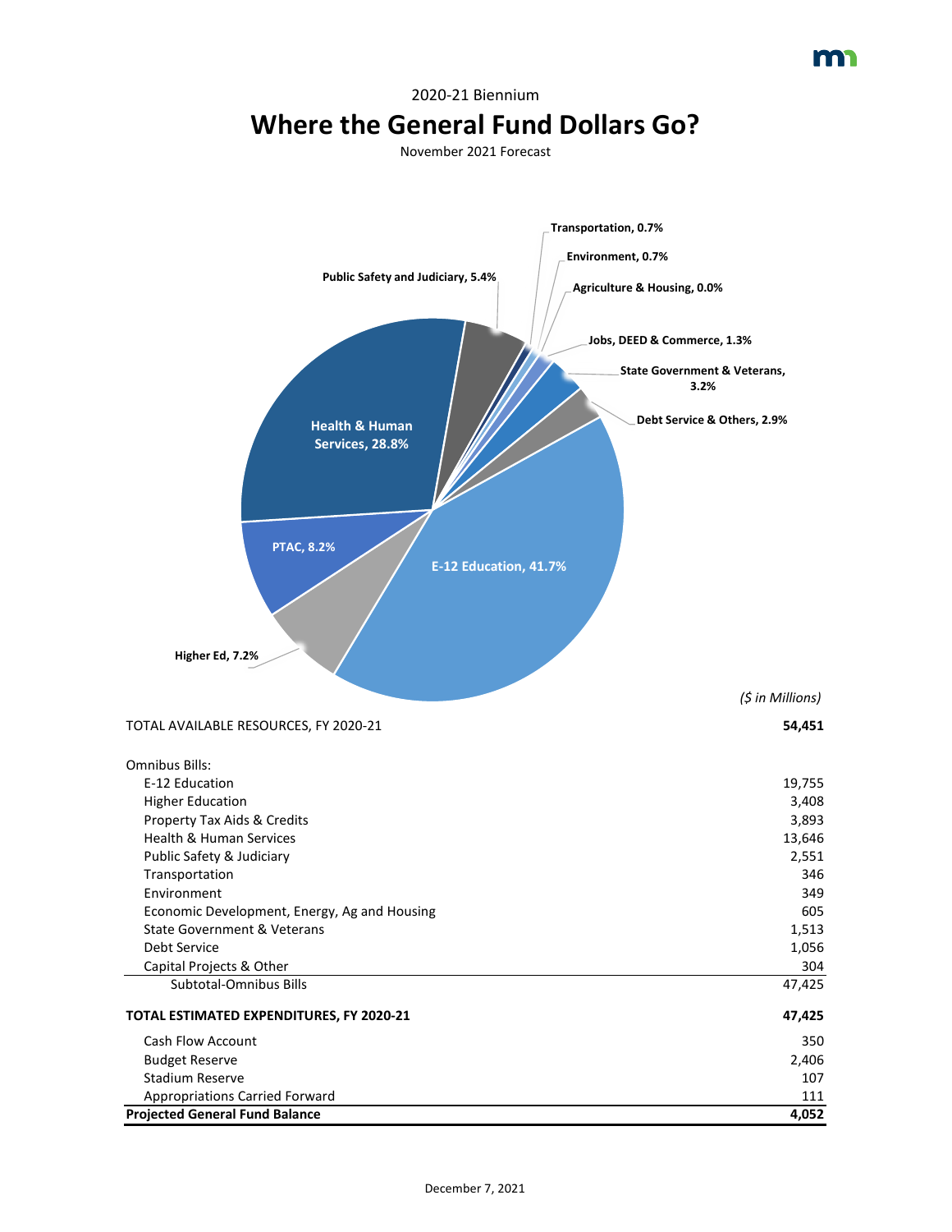2020-21 Biennium

# Where the General Fund Dollars Go?

November 2021 Forecast

Transportation, 0.7%

Environment, 0.7%

Agriculture & Housing, 0.0%

Public Safety and Judiciary, 5.4%

Jobs, DEED & Commerce, 1.3%

State Government & Veterans, 3.2%

Debt Service & Others, 2.9%

Health & Human Services, 28.8%

PTAC, 8.2%

E-12 Education, 41.7%

Higher Ed, 7.2%

| | *($ in Millions)* |
|---|---|
| TOTAL AVAILABLE RESOURCES, FY 2020-21 | **54,451** |
| | |
| Omnibus Bills: | |
| E-12 Education | 19,755 |
| Higher Education | 3,408 |
| Property Tax Aids & Credits | 3,893 |
| Health & Human Services | 13,646 |
| Public Safety & Judiciary | 2,551 |
| Transportation | 346 |
| Environment | 349 |
| Economic Development, Energy, Ag and Housing | 605 |
| State Government & Veterans | 1,513 |
| Debt Service | 1,056 |
| Capital Projects & Other | 304 |
| Subtotal-Omnibus Bills | 47,425 |
| **TOTAL ESTIMATED EXPENDITURES, FY 2020-21** | **47,425** |
| Cash Flow Account | 350 |
| Budget Reserve | 2,406 |
| Stadium Reserve | 107 |
| Appropriations Carried Forward | 111 |
| **Projected General Fund Balance** | **4,052** |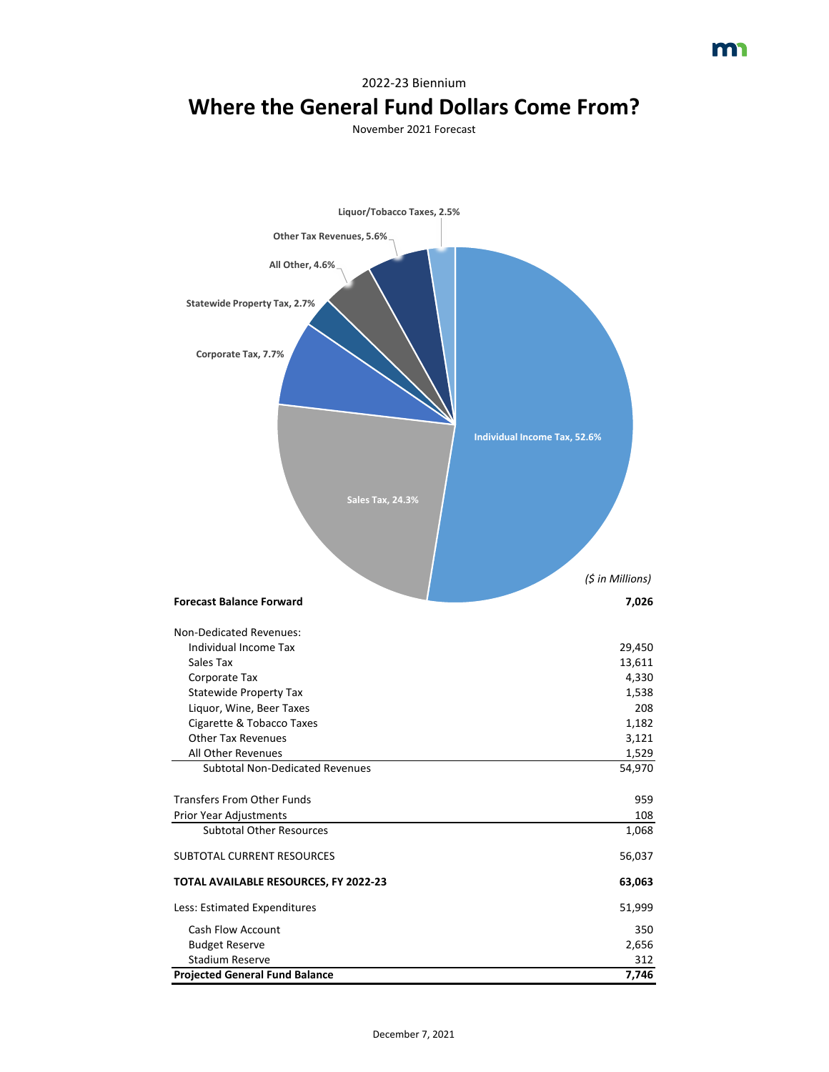2022-23 Biennium

# Where the General Fund Dollars Come From?

November 2021 Forecast

Liquor/Tobacco Taxes, 2.5%

Other Tax Revenues, 5.6%

All Other, 4.6%

Statewide Property Tax, 2.7%

Corporate Tax, 7.7%

Individual Income Tax, 52.6%

Sales Tax, 24.3%

*($ in Millions)*

| | |
|---|---|
| **Forecast Balance Forward** | **7,026** |
| | |
| Non-Dedicated Revenues: | |
| Individual Income Tax | 29,450 |
| Sales Tax | 13,611 |
| Corporate Tax | 4,330 |
| Statewide Property Tax | 1,538 |
| Liquor, Wine, Beer Taxes | 208 |
| Cigarette & Tobacco Taxes | 1,182 |
| Other Tax Revenues | 3,121 |
| All Other Revenues | 1,529 |
| Subtotal Non-Dedicated Revenues | 54,970 |
| | |
| Transfers From Other Funds | 959 |
| Prior Year Adjustments | 108 |
| Subtotal Other Resources | 1,068 |
| | |
| SUBTOTAL CURRENT RESOURCES | 56,037 |
| | |
| **TOTAL AVAILABLE RESOURCES, FY 2022-23** | **63,063** |
| | |
| Less: Estimated Expenditures | 51,999 |
| | |
| Cash Flow Account | 350 |
| Budget Reserve | 2,656 |
| Stadium Reserve | 312 |
| **Projected General Fund Balance** | **7,746** |

December 7, 2021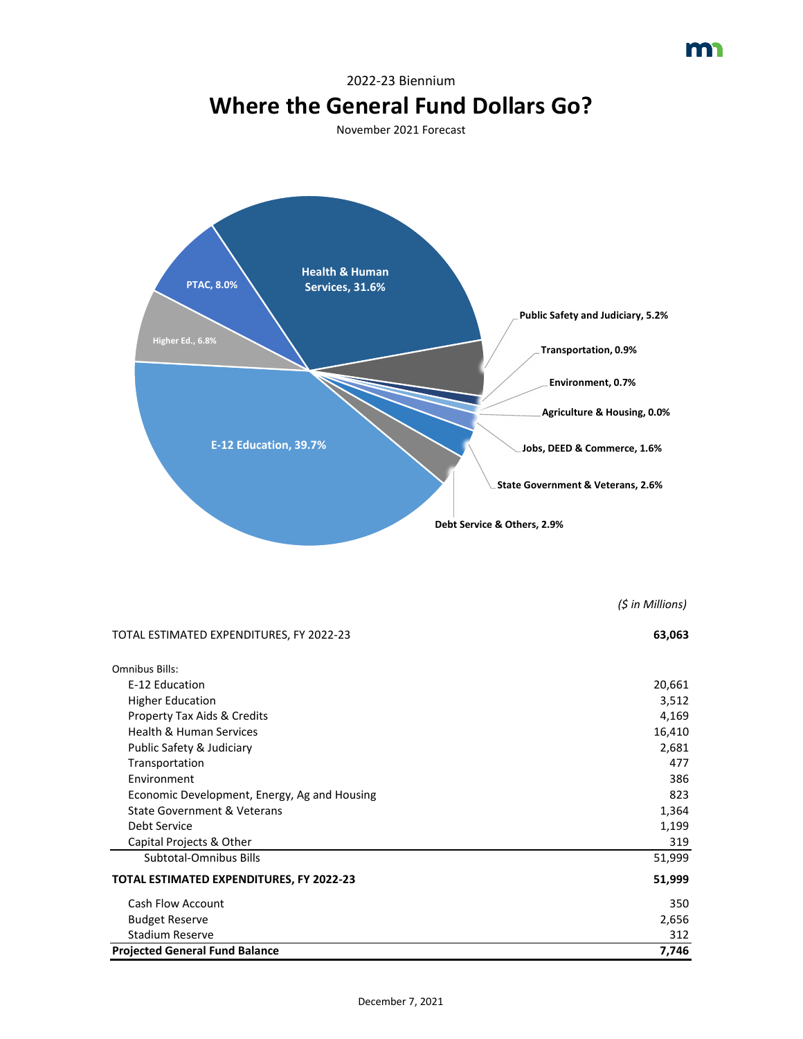2022-23 Biennium

# Where the General Fund Dollars Go?

November 2021 Forecast

Health & Human Services, 31.6%
PTAC, 8.0%
Higher Ed., 6.8%
E-12 Education, 39.7%
Public Safety and Judiciary, 5.2%
Transportation, 0.9%
Environment, 0.7%
Agriculture & Housing, 0.0%
Jobs, DEED & Commerce, 1.6%
State Government & Veterans, 2.6%
Debt Service & Others, 2.9%

*($ in Millions)*

| | |
|---|---|
| TOTAL ESTIMATED EXPENDITURES, FY 2022-23 | **63,063** |
| Omnibus Bills: | |
| E-12 Education | 20,661 |
| Higher Education | 3,512 |
| Property Tax Aids & Credits | 4,169 |
| Health & Human Services | 16,410 |
| Public Safety & Judiciary | 2,681 |
| Transportation | 477 |
| Environment | 386 |
| Economic Development, Energy, Ag and Housing | 823 |
| State Government & Veterans | 1,364 |
| Debt Service | 1,199 |
| Capital Projects & Other | 319 |
| Subtotal-Omnibus Bills | 51,999 |
| **TOTAL ESTIMATED EXPENDITURES, FY 2022-23** | **51,999** |
| Cash Flow Account | 350 |
| Budget Reserve | 2,656 |
| Stadium Reserve | 312 |
| **Projected General Fund Balance** | **7,746** |

December 7, 2021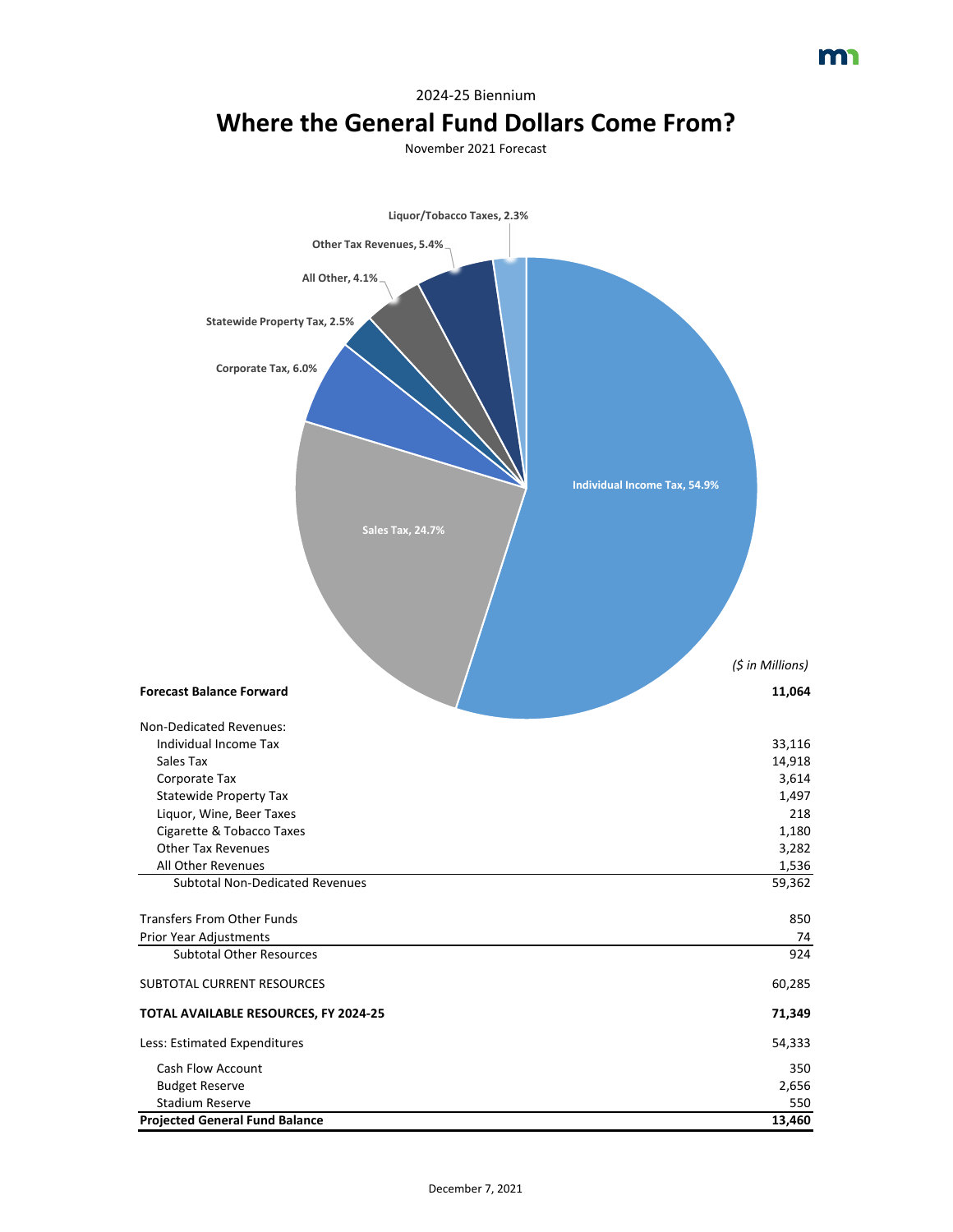2024-25 Biennium

# Where the General Fund Dollars Come From?

November 2021 Forecast

Liquor/Tobacco Taxes, 2.3%

Other Tax Revenues, 5.4%

All Other, 4.1%

Statewide Property Tax, 2.5%

Corporate Tax, 6.0%

Individual Income Tax, 54.9%

Sales Tax, 24.7%

|  | *($ in Millions)* |
|---|---|
| **Forecast Balance Forward** | **11,064** |
| Non-Dedicated Revenues: | |
| Individual Income Tax | 33,116 |
| Sales Tax | 14,918 |
| Corporate Tax | 3,614 |
| Statewide Property Tax | 1,497 |
| Liquor, Wine, Beer Taxes | 218 |
| Cigarette & Tobacco Taxes | 1,180 |
| Other Tax Revenues | 3,282 |
| All Other Revenues | 1,536 |
| Subtotal Non-Dedicated Revenues | 59,362 |
| Transfers From Other Funds | 850 |
| Prior Year Adjustments | 74 |
| Subtotal Other Resources | 924 |
| SUBTOTAL CURRENT RESOURCES | 60,285 |
| **TOTAL AVAILABLE RESOURCES, FY 2024-25** | **71,349** |
| Less: Estimated Expenditures | 54,333 |
| Cash Flow Account | 350 |
| Budget Reserve | 2,656 |
| Stadium Reserve | 550 |
| **Projected General Fund Balance** | **13,460** |

December 7, 2021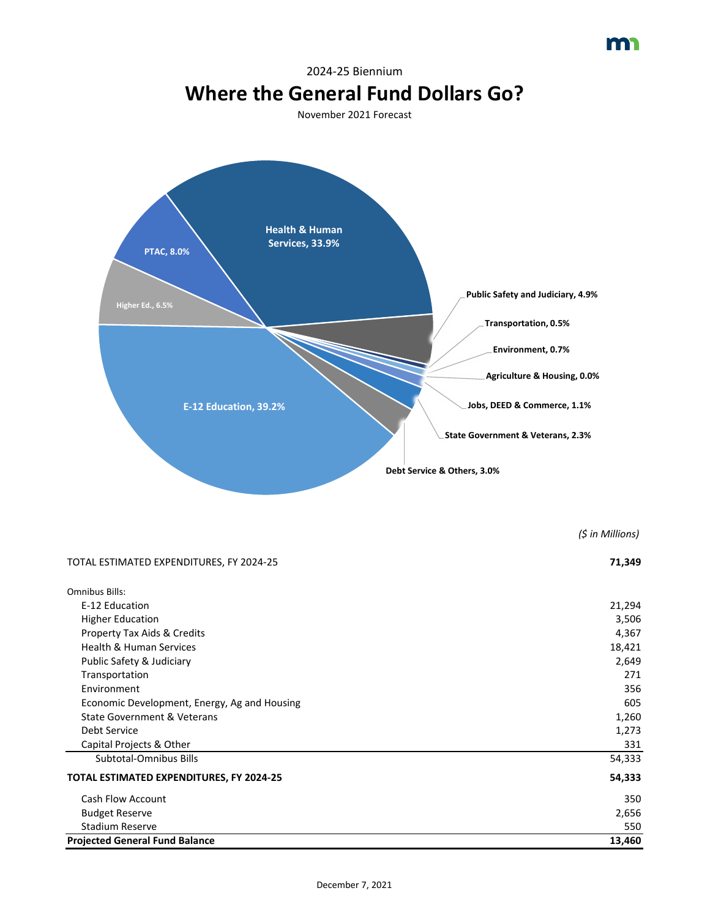2024-25 Biennium

# Where the General Fund Dollars Go?

November 2021 Forecast

Health & Human Services, 33.9%

PTAC, 8.0%

Higher Ed., 6.5%

E-12 Education, 39.2%

Public Safety and Judiciary, 4.9%

Transportation, 0.5%

Environment, 0.7%

Agriculture & Housing, 0.0%

Jobs, DEED & Commerce, 1.1%

State Government & Veterans, 2.3%

Debt Service & Others, 3.0%

*($ in Millions)*

| | |
|---|---|
| TOTAL ESTIMATED EXPENDITURES, FY 2024-25 | **71,349** |
| Omnibus Bills: | |
| E-12 Education | 21,294 |
| Higher Education | 3,506 |
| Property Tax Aids & Credits | 4,367 |
| Health & Human Services | 18,421 |
| Public Safety & Judiciary | 2,649 |
| Transportation | 271 |
| Environment | 356 |
| Economic Development, Energy, Ag and Housing | 605 |
| State Government & Veterans | 1,260 |
| Debt Service | 1,273 |
| Capital Projects & Other | 331 |
| Subtotal-Omnibus Bills | 54,333 |
| **TOTAL ESTIMATED EXPENDITURES, FY 2024-25** | **54,333** |
| Cash Flow Account | 350 |
| Budget Reserve | 2,656 |
| Stadium Reserve | 550 |
| **Projected General Fund Balance** | **13,460** |

December 7, 2021